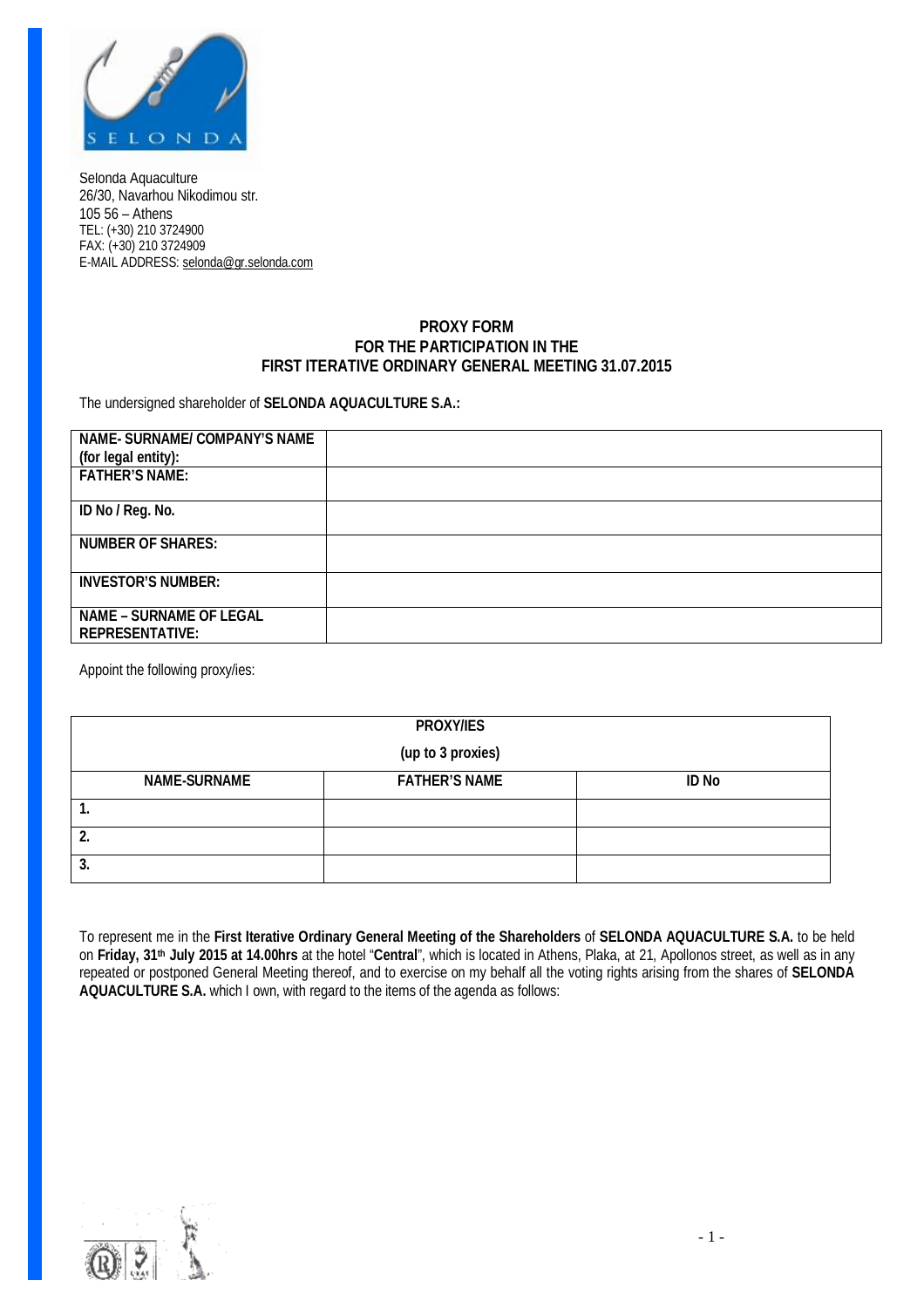Selonda Aquaculture
26/30, Navarhou Nikodimou str.
105 56 – Athens
TEL: (+30) 210 3724900
FAX: (+30) 210 3724909
E-MAIL ADDRESS: selonda@gr.selonda.com

## PROXY FORM
## FOR THE PARTICIPATION IN THE
## FIRST ITERATIVE ORDINARY GENERAL MEETING 31.07.2015

The undersigned shareholder of **SELONDA AQUACULTURE S.A.:**

| | |
|---|---|
| **NAME- SURNAME/ COMPANY'S NAME (for legal entity):** | |
| **FATHER'S NAME:** | |
| **ID No / Reg. No.** | |
| **NUMBER OF SHARES:** | |
| **INVESTOR'S NUMBER:** | |
| **NAME – SURNAME OF LEGAL REPRESENTATIVE:** | |

Appoint the following proxy/ies:

| **PROXY/IES (up to 3 proxies)** | | |
|---|---|---|
| **NAME-SURNAME** | **FATHER'S NAME** | **ID No** |
| 1. | | |
| 2. | | |
| 3. | | |

To represent me in the **First Iterative Ordinary General Meeting of the Shareholders** of **SELONDA AQUACULTURE S.A.** to be held on **Friday, 31th July 2015 at 14.00hrs** at the hotel "**Central**", which is located in Athens, Plaka, at 21, Apollonos street, as well as in any repeated or postponed General Meeting thereof, and to exercise on my behalf all the voting rights arising from the shares of **SELONDA AQUACULTURE S.A.** which I own, with regard to the items of the agenda as follows: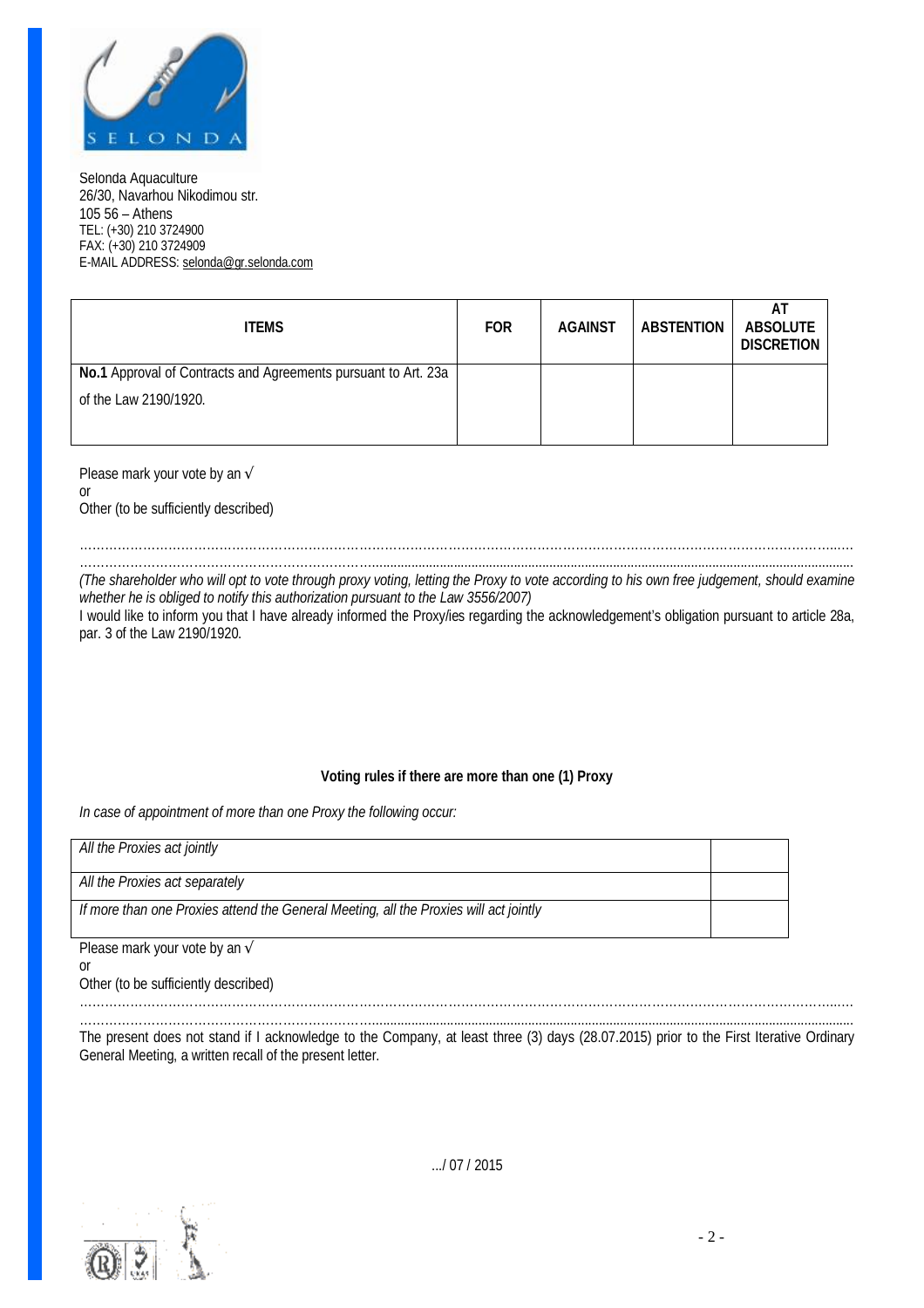Selonda Aquaculture
26/30, Navarhou Nikodimou str.
105 56 – Athens
TEL: (+30) 210 3724900
FAX: (+30) 210 3724909
E-MAIL ADDRESS: selonda@gr.selonda.com

| ITEMS | FOR | AGAINST | ABSTENTION | AT ABSOLUTE DISCRETION |
|---|---|---|---|---|
| **No.1** Approval of Contracts and Agreements pursuant to Art. 23a of the Law 2190/1920. | | | | |

Please mark your vote by an √
or
Other (to be sufficiently described)

……………………………………………………………………………………………………………………………………………………………
……………………………………………………………………………………………………………………………………………………………

*(The shareholder who will opt to vote through proxy voting, letting the Proxy to vote according to his own free judgement, should examine whether he is obliged to notify this authorization pursuant to the Law 3556/2007)*

I would like to inform you that I have already informed the Proxy/ies regarding the acknowledgement's obligation pursuant to article 28a, par. 3 of the Law 2190/1920.

**Voting rules if there are more than one (1) Proxy**

*In case of appointment of more than one Proxy the following occur:*

| | |
|---|---|
| *All the Proxies act jointly* | |
| *All the Proxies act separately* | |
| *If more than one Proxies attend the General Meeting, all the Proxies will act jointly* | |

Please mark your vote by an √
or
Other (to be sufficiently described)

……………………………………………………………………………………………………………………………………………………………
……………………………………………………………………………………………………………………………………………………………

The present does not stand if I acknowledge to the Company, at least three (3) days (28.07.2015) prior to the First Iterative Ordinary General Meeting, a written recall of the present letter.

.../ 07 / 2015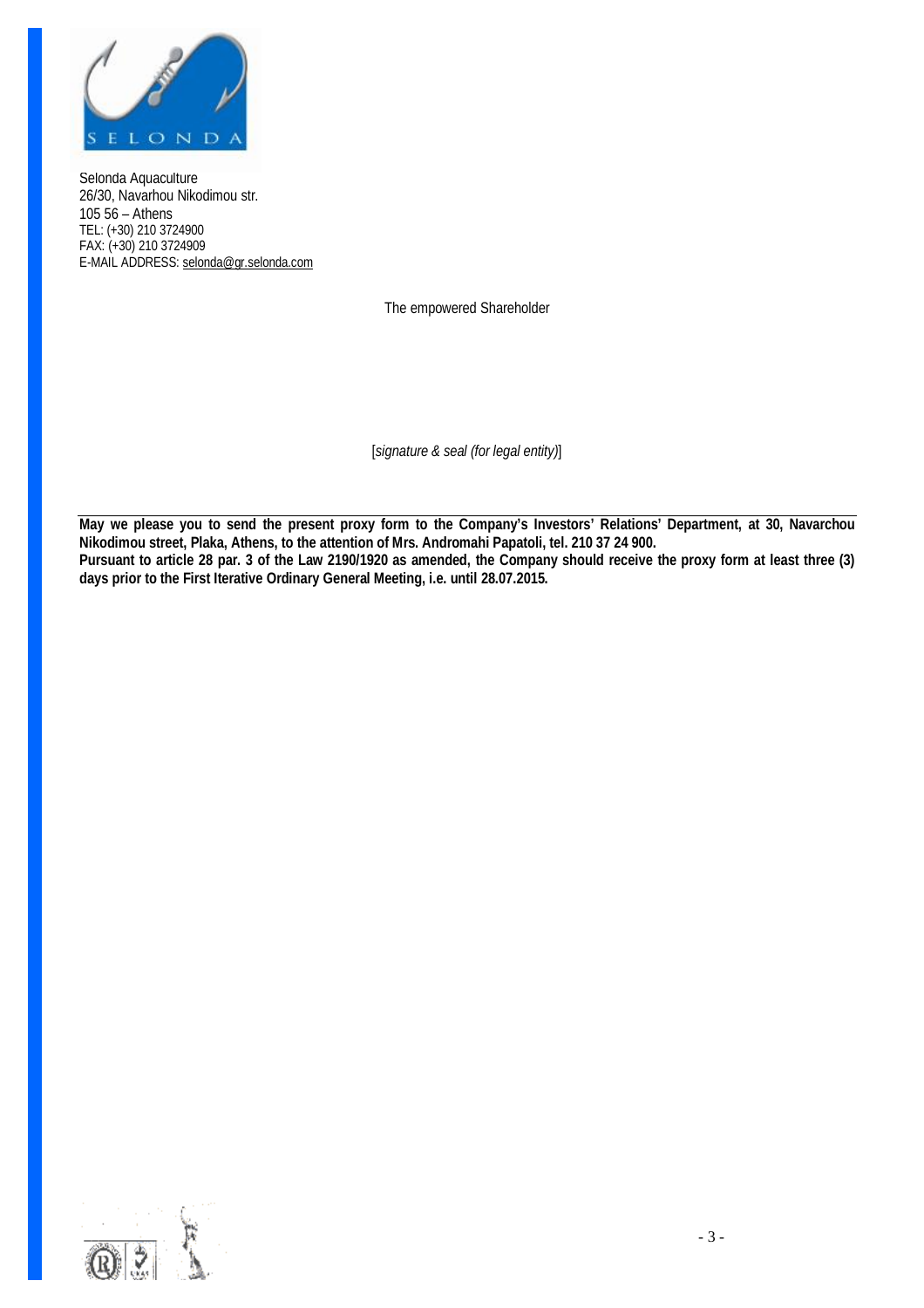Selonda Aquaculture
26/30, Navarhou Nikodimou str.
105 56 – Athens
TEL: (+30) 210 3724900
FAX: (+30) 210 3724909
E-MAIL ADDRESS: selonda@gr.selonda.com

The empowered Shareholder

[*signature & seal (for legal entity)*]

---

**May we please you to send the present proxy form to the Company's Investors' Relations' Department, at 30, Navarchou Nikodimou street, Plaka, Athens, to the attention of Mrs. Andromahi Papatoli, tel. 210 37 24 900.**
**Pursuant to article 28 par. 3 of the Law 2190/1920 as amended, the Company should receive the proxy form at least three (3) days prior to the First Iterative Ordinary General Meeting, i.e. until 28.07.2015.**